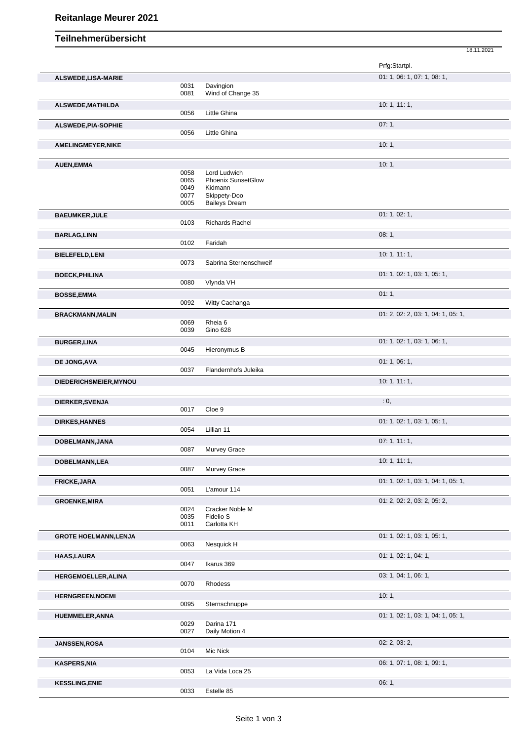# Reitanlage Meurer 2021

## Teilnehmerübersicht

18.11.2021

| Teilnehmer | Nr. | Pferd | Prfg:Startpl. |
|---|---|---|---|
| **ALSWEDE,LISA-MARIE** | | | 01: 1, 06: 1, 07: 1, 08: 1, |
| | 0031 | Davingion | |
| | 0081 | Wind of Change 35 | |
| **ALSWEDE,MATHILDA** | | | 10: 1, 11: 1, |
| | 0056 | Little Ghina | |
| **ALSWEDE,PIA-SOPHIE** | | | 07: 1, |
| | 0056 | Little Ghina | |
| **AMELINGMEYER,NIKE** | | | 10: 1, |
| **AUEN,EMMA** | | | 10: 1, |
| | 0058 | Lord Ludwich | |
| | 0065 | Phoenix SunsetGlow | |
| | 0049 | Kidmann | |
| | 0077 | Skippety-Doo | |
| | 0005 | Baileys Dream | |
| **BAEUMKER,JULE** | | | 01: 1, 02: 1, |
| | 0103 | Richards Rachel | |
| **BARLAG,LINN** | | | 08: 1, |
| | 0102 | Faridah | |
| **BIELEFELD,LENI** | | | 10: 1, 11: 1, |
| | 0073 | Sabrina Sternenschweif | |
| **BOECK,PHILINA** | | | 01: 1, 02: 1, 03: 1, 05: 1, |
| | 0080 | Vlynda VH | |
| **BOSSE,EMMA** | | | 01: 1, |
| | 0092 | Witty Cachanga | |
| **BRACKMANN,MALIN** | | | 01: 2, 02: 2, 03: 1, 04: 1, 05: 1, |
| | 0069 | Rheia 6 | |
| | 0039 | Gino 628 | |
| **BURGER,LINA** | | | 01: 1, 02: 1, 03: 1, 06: 1, |
| | 0045 | Hieronymus B | |
| **DE JONG,AVA** | | | 01: 1, 06: 1, |
| | 0037 | Flandernhofs Juleika | |
| **DIEDERICHSMEIER,MYNOU** | | | 10: 1, 11: 1, |
| **DIERKER,SVENJA** | | | : 0, |
| | 0017 | Cloe 9 | |
| **DIRKES,HANNES** | | | 01: 1, 02: 1, 03: 1, 05: 1, |
| | 0054 | Lillian 11 | |
| **DOBELMANN,JANA** | | | 07: 1, 11: 1, |
| | 0087 | Murvey Grace | |
| **DOBELMANN,LEA** | | | 10: 1, 11: 1, |
| | 0087 | Murvey Grace | |
| **FRICKE,JARA** | | | 01: 1, 02: 1, 03: 1, 04: 1, 05: 1, |
| | 0051 | L'amour 114 | |
| **GROENKE,MIRA** | | | 01: 2, 02: 2, 03: 2, 05: 2, |
| | 0024 | Cracker Noble M | |
| | 0035 | Fidelio S | |
| | 0011 | Carlotta KH | |
| **GROTE HOELMANN,LENJA** | | | 01: 1, 02: 1, 03: 1, 05: 1, |
| | 0063 | Nesquick H | |
| **HAAS,LAURA** | | | 01: 1, 02: 1, 04: 1, |
| | 0047 | Ikarus 369 | |
| **HERGEMOELLER,ALINA** | | | 03: 1, 04: 1, 06: 1, |
| | 0070 | Rhodess | |
| **HERNGREEN,NOEMI** | | | 10: 1, |
| | 0095 | Sternschnuppe | |
| **HUEMMELER,ANNA** | | | 01: 1, 02: 1, 03: 1, 04: 1, 05: 1, |
| | 0029 | Darina 171 | |
| | 0027 | Daily Motion 4 | |
| **JANSSEN,ROSA** | | | 02: 2, 03: 2, |
| | 0104 | Mic Nick | |
| **KASPERS,NIA** | | | 06: 1, 07: 1, 08: 1, 09: 1, |
| | 0053 | La Vida Loca 25 | |
| **KESSLING,ENIE** | | | 06: 1, |
| | 0033 | Estelle 85 | |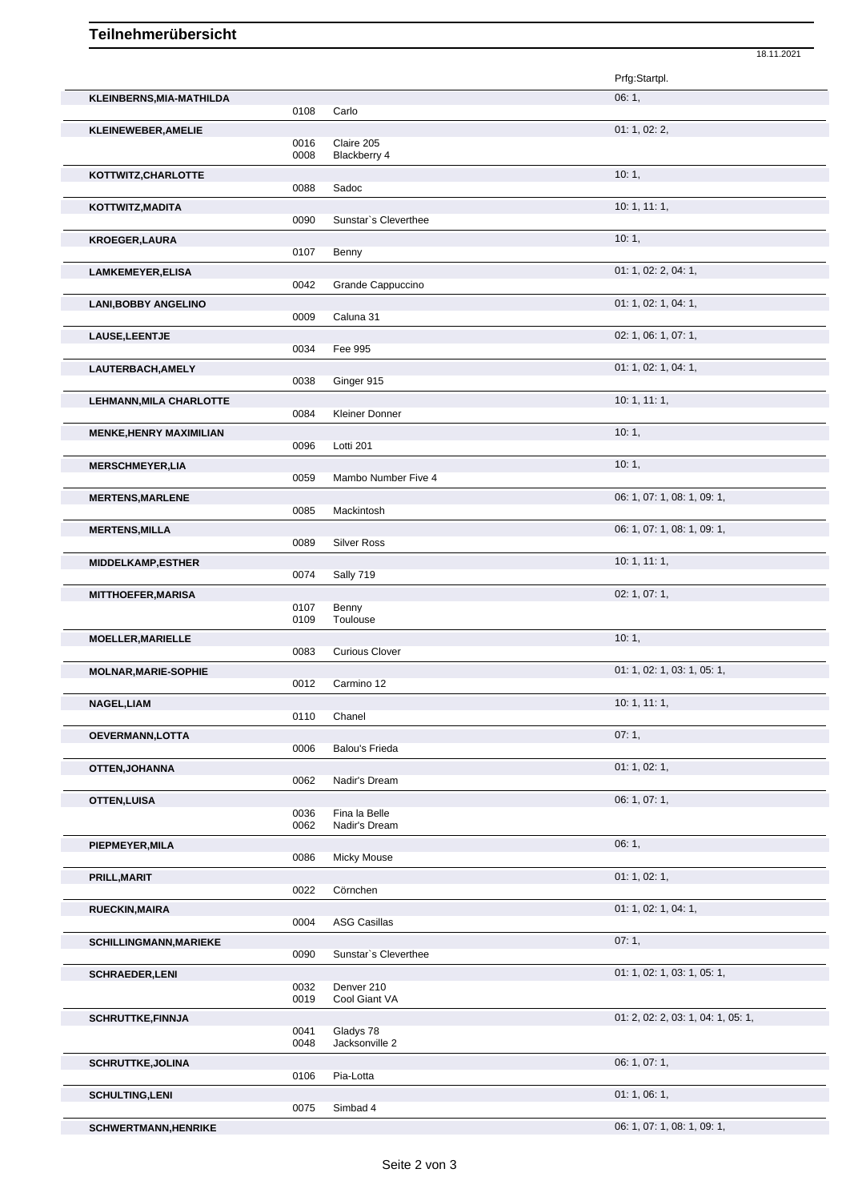# Teilnehmerübersicht

18.11.2021

| | | | Prfg:Startpl. |
|---|---|---|---|
| **KLEINBERNS,MIA-MATHILDA** | | | 06: 1, |
| | 0108 | Carlo | |
| **KLEINEWEBER,AMELIE** | | | 01: 1, 02: 2, |
| | 0016 | Claire 205 | |
| | 0008 | Blackberry 4 | |
| **KOTTWITZ,CHARLOTTE** | | | 10: 1, |
| | 0088 | Sadoc | |
| **KOTTWITZ,MADITA** | | | 10: 1, 11: 1, |
| | 0090 | Sunstar`s Cleverthee | |
| **KROEGER,LAURA** | | | 10: 1, |
| | 0107 | Benny | |
| **LAMKEMEYER,ELISA** | | | 01: 1, 02: 2, 04: 1, |
| | 0042 | Grande Cappuccino | |
| **LANI,BOBBY ANGELINO** | | | 01: 1, 02: 1, 04: 1, |
| | 0009 | Caluna 31 | |
| **LAUSE,LEENTJE** | | | 02: 1, 06: 1, 07: 1, |
| | 0034 | Fee 995 | |
| **LAUTERBACH,AMELY** | | | 01: 1, 02: 1, 04: 1, |
| | 0038 | Ginger 915 | |
| **LEHMANN,MILA CHARLOTTE** | | | 10: 1, 11: 1, |
| | 0084 | Kleiner Donner | |
| **MENKE,HENRY MAXIMILIAN** | | | 10: 1, |
| | 0096 | Lotti 201 | |
| **MERSCHMEYER,LIA** | | | 10: 1, |
| | 0059 | Mambo Number Five 4 | |
| **MERTENS,MARLENE** | | | 06: 1, 07: 1, 08: 1, 09: 1, |
| | 0085 | Mackintosh | |
| **MERTENS,MILLA** | | | 06: 1, 07: 1, 08: 1, 09: 1, |
| | 0089 | Silver Ross | |
| **MIDDELKAMP,ESTHER** | | | 10: 1, 11: 1, |
| | 0074 | Sally 719 | |
| **MITTHOEFER,MARISA** | | | 02: 1, 07: 1, |
| | 0107 | Benny | |
| | 0109 | Toulouse | |
| **MOELLER,MARIELLE** | | | 10: 1, |
| | 0083 | Curious Clover | |
| **MOLNAR,MARIE-SOPHIE** | | | 01: 1, 02: 1, 03: 1, 05: 1, |
| | 0012 | Carmino 12 | |
| **NAGEL,LIAM** | | | 10: 1, 11: 1, |
| | 0110 | Chanel | |
| **OEVERMANN,LOTTA** | | | 07: 1, |
| | 0006 | Balou's Frieda | |
| **OTTEN,JOHANNA** | | | 01: 1, 02: 1, |
| | 0062 | Nadir's Dream | |
| **OTTEN,LUISA** | | | 06: 1, 07: 1, |
| | 0036 | Fina la Belle | |
| | 0062 | Nadir's Dream | |
| **PIEPMEYER,MILA** | | | 06: 1, |
| | 0086 | Micky Mouse | |
| **PRILL,MARIT** | | | 01: 1, 02: 1, |
| | 0022 | Cörnchen | |
| **RUECKIN,MAIRA** | | | 01: 1, 02: 1, 04: 1, |
| | 0004 | ASG Casillas | |
| **SCHILLINGMANN,MARIEKE** | | | 07: 1, |
| | 0090 | Sunstar`s Cleverthee | |
| **SCHRAEDER,LENI** | | | 01: 1, 02: 1, 03: 1, 05: 1, |
| | 0032 | Denver 210 | |
| | 0019 | Cool Giant VA | |
| **SCHRUTTKE,FINNJA** | | | 01: 2, 02: 2, 03: 1, 04: 1, 05: 1, |
| | 0041 | Gladys 78 | |
| | 0048 | Jacksonville 2 | |
| **SCHRUTTKE,JOLINA** | | | 06: 1, 07: 1, |
| | 0106 | Pia-Lotta | |
| **SCHULTING,LENI** | | | 01: 1, 06: 1, |
| | 0075 | Simbad 4 | |
| **SCHWERTMANN,HENRIKE** | | | 06: 1, 07: 1, 08: 1, 09: 1, |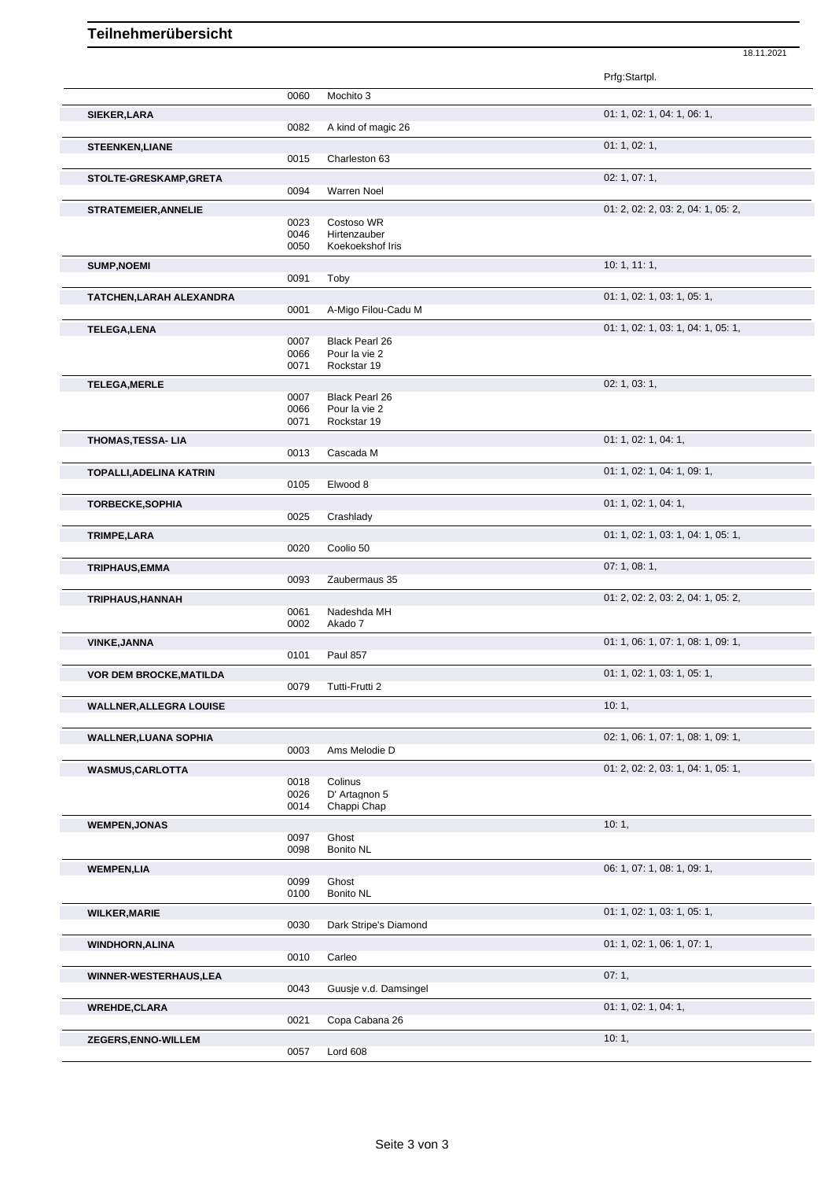# Teilnehmerübersicht

18.11.2021

| | | | Prfg:Startpl. |
|---|---|---|---|
| | 0060 | Mochito 3 | |
| **SIEKER,LARA** | | | 01: 1, 02: 1, 04: 1, 06: 1, |
| | 0082 | A kind of magic 26 | |
| **STEENKEN,LIANE** | | | 01: 1, 02: 1, |
| | 0015 | Charleston 63 | |
| **STOLTE-GRESKAMP,GRETA** | | | 02: 1, 07: 1, |
| | 0094 | Warren Noel | |
| **STRATEMEIER,ANNELIE** | | | 01: 2, 02: 2, 03: 2, 04: 1, 05: 2, |
| | 0023 | Costoso WR | |
| | 0046 | Hirtenzauber | |
| | 0050 | Koekoekshof Iris | |
| **SUMP,NOEMI** | | | 10: 1, 11: 1, |
| | 0091 | Toby | |
| **TATCHEN,LARAH ALEXANDRA** | | | 01: 1, 02: 1, 03: 1, 05: 1, |
| | 0001 | A-Migo Filou-Cadu M | |
| **TELEGA,LENA** | | | 01: 1, 02: 1, 03: 1, 04: 1, 05: 1, |
| | 0007 | Black Pearl 26 | |
| | 0066 | Pour la vie 2 | |
| | 0071 | Rockstar 19 | |
| **TELEGA,MERLE** | | | 02: 1, 03: 1, |
| | 0007 | Black Pearl 26 | |
| | 0066 | Pour la vie 2 | |
| | 0071 | Rockstar 19 | |
| **THOMAS,TESSA- LIA** | | | 01: 1, 02: 1, 04: 1, |
| | 0013 | Cascada M | |
| **TOPALLI,ADELINA KATRIN** | | | 01: 1, 02: 1, 04: 1, 09: 1, |
| | 0105 | Elwood 8 | |
| **TORBECKE,SOPHIA** | | | 01: 1, 02: 1, 04: 1, |
| | 0025 | Crashlady | |
| **TRIMPE,LARA** | | | 01: 1, 02: 1, 03: 1, 04: 1, 05: 1, |
| | 0020 | Coolio 50 | |
| **TRIPHAUS,EMMA** | | | 07: 1, 08: 1, |
| | 0093 | Zaubermaus 35 | |
| **TRIPHAUS,HANNAH** | | | 01: 2, 02: 2, 03: 2, 04: 1, 05: 2, |
| | 0061 | Nadeshda MH | |
| | 0002 | Akado 7 | |
| **VINKE,JANNA** | | | 01: 1, 06: 1, 07: 1, 08: 1, 09: 1, |
| | 0101 | Paul 857 | |
| **VOR DEM BROCKE,MATILDA** | | | 01: 1, 02: 1, 03: 1, 05: 1, |
| | 0079 | Tutti-Frutti 2 | |
| **WALLNER,ALLEGRA LOUISE** | | | 10: 1, |
| **WALLNER,LUANA SOPHIA** | | | 02: 1, 06: 1, 07: 1, 08: 1, 09: 1, |
| | 0003 | Ams Melodie D | |
| **WASMUS,CARLOTTA** | | | 01: 2, 02: 2, 03: 1, 04: 1, 05: 1, |
| | 0018 | Colinus | |
| | 0026 | D' Artagnon 5 | |
| | 0014 | Chappi Chap | |
| **WEMPEN,JONAS** | | | 10: 1, |
| | 0097 | Ghost | |
| | 0098 | Bonito NL | |
| **WEMPEN,LIA** | | | 06: 1, 07: 1, 08: 1, 09: 1, |
| | 0099 | Ghost | |
| | 0100 | Bonito NL | |
| **WILKER,MARIE** | | | 01: 1, 02: 1, 03: 1, 05: 1, |
| | 0030 | Dark Stripe's Diamond | |
| **WINDHORN,ALINA** | | | 01: 1, 02: 1, 06: 1, 07: 1, |
| | 0010 | Carleo | |
| **WINNER-WESTERHAUS,LEA** | | | 07: 1, |
| | 0043 | Guusje v.d. Damsingel | |
| **WREHDE,CLARA** | | | 01: 1, 02: 1, 04: 1, |
| | 0021 | Copa Cabana 26 | |
| **ZEGERS,ENNO-WILLEM** | | | 10: 1, |
| | 0057 | Lord 608 | |